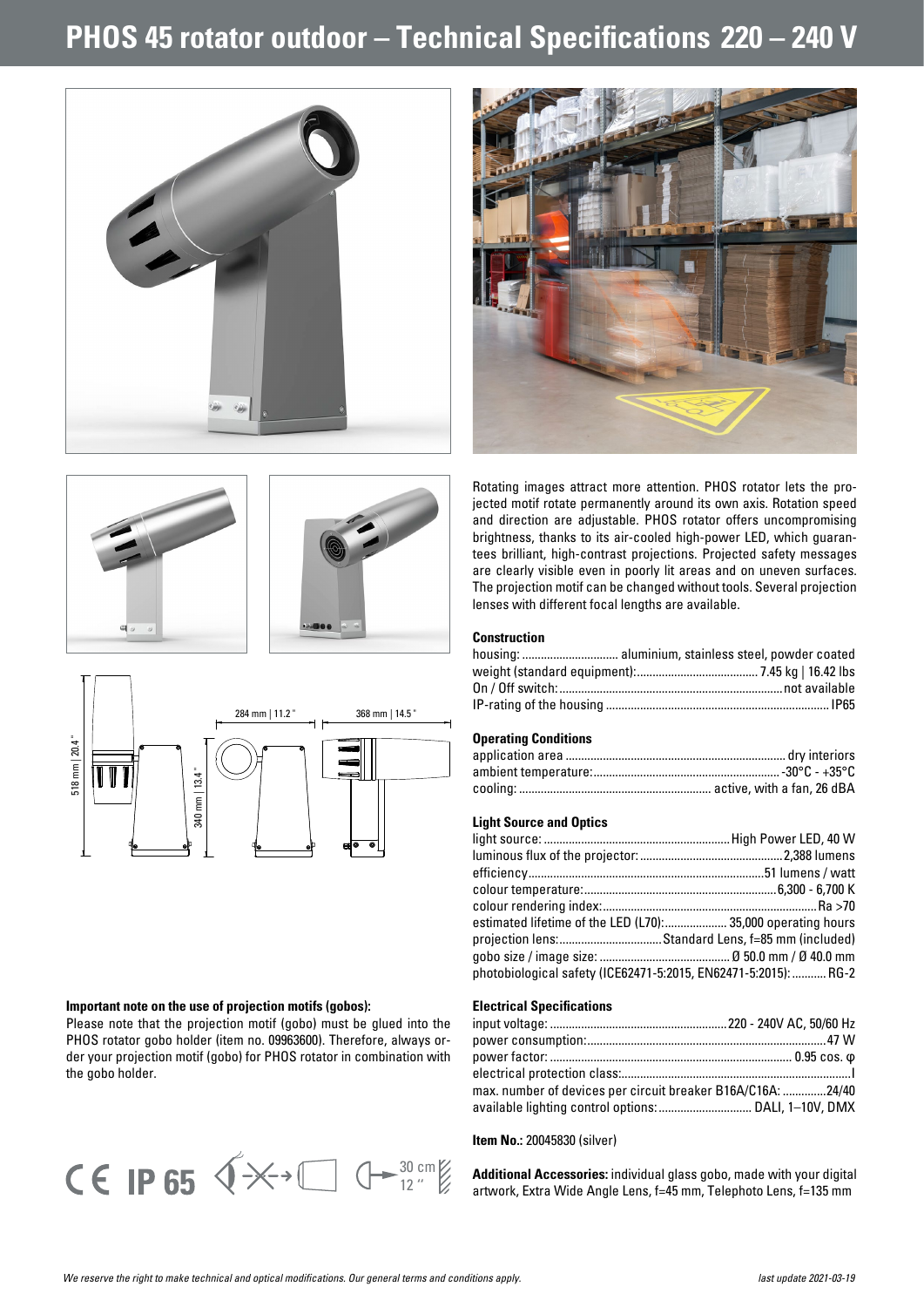# PHOS 45 rotator outdoor – Technical Specifications 220 – 240 V

Rotating images attract more attention. PHOS rotator lets the projected motif rotate permanently around its own axis. Rotation speed and direction are adjustable. PHOS rotator offers uncompromising brightness, thanks to its air-cooled high-power LED, which guarantees brilliant, high-contrast projections. Projected safety messages are clearly visible even in poorly lit areas and on uneven surfaces. The projection motif can be changed without tools. Several projection lenses with different focal lengths are available.

### Construction

| | |
|---|---|
| housing: | aluminium, stainless steel, powder coated |
| weight (standard equipment): | 7.45 kg \| 16.42 lbs |
| On / Off switch: | not available |
| IP-rating of the housing | IP65 |

### Operating Conditions

| | |
|---|---|
| application area | dry interiors |
| ambient temperature: | -30°C - +35°C |
| cooling: | active, with a fan, 26 dBA |

### Light Source and Optics

| | |
|---|---|
| light source: | High Power LED, 40 W |
| luminous flux of the projector: | 2,388 lumens |
| efficiency | 51 lumens / watt |
| colour temperature: | 6,300 - 6,700 K |
| colour rendering index: | Ra >70 |
| estimated lifetime of the LED (L70): | 35,000 operating hours |
| projection lens: | Standard Lens, f=85 mm (included) |
| gobo size / image size: | Ø 50.0 mm / Ø 40.0 mm |
| photobiological safety (ICE62471-5:2015, EN62471-5:2015): | RG-2 |

### Electrical Specifications

| | |
|---|---|
| input voltage: | 220 - 240V AC, 50/60 Hz |
| power consumption: | 47 W |
| power factor: | 0.95 cos. φ |
| electrical protection class: | I |
| max. number of devices per circuit breaker B16A/C16A: | 24/40 |
| available lighting control options: | DALI, 1–10V, DMX |

**Item No.:** 20045830 (silver)

**Additional Accessories:** individual glass gobo, made with your digital artwork, Extra Wide Angle Lens, f=45 mm, Telephoto Lens, f=135 mm

518 mm | 20.4 "   340 mm | 13.4 "   284 mm | 11.2 "   368 mm | 14.5 "

**Important note on the use of projection motifs (gobos):**
Please note that the projection motif (gobo) must be glued into the PHOS rotator gobo holder (item no. 09963600). Therefore, always order your projection motif (gobo) for PHOS rotator in combination with the gobo holder.

CE IP 65 30 cm 12 "

*We reserve the right to make technical and optical modifications. Our general terms and conditions apply.*

*last update 2021-03-19*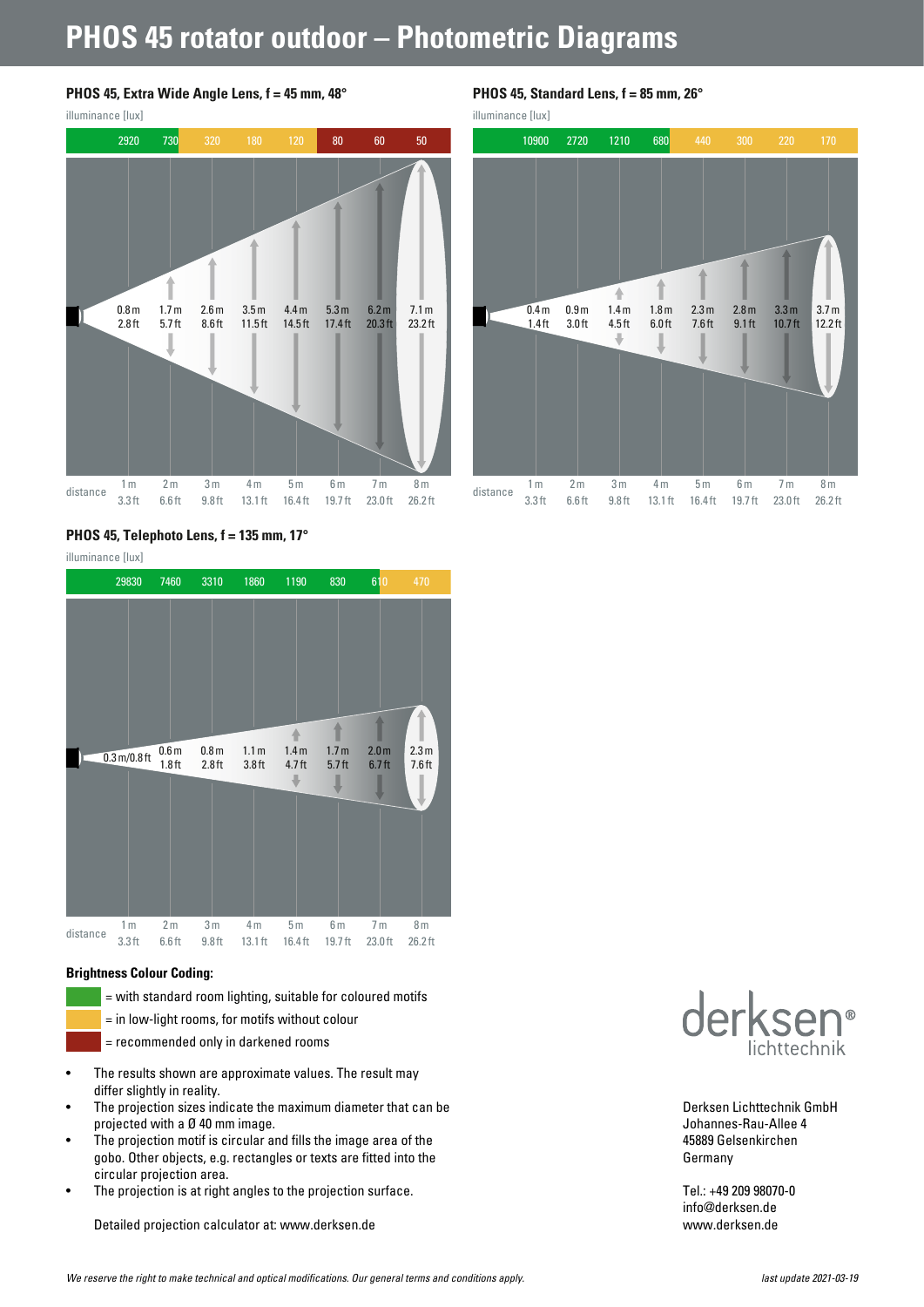# PHOS 45 rotator outdoor – Photometric Diagrams

## PHOS 45, Extra Wide Angle Lens, f = 45 mm, 48°

illuminance [lux]

2920 730 320 180 120 80 60 50

0.8 m 2.8 ft
1.7 m 5.7 ft
2.6 m 8.6 ft
3.5 m 11.5 ft
4.4 m 14.5 ft
5.3 m 17.4 ft
6.2 m 20.3 ft
7.1 m 23.2 ft

distance
1 m 3.3 ft
2 m 6.6 ft
3 m 9.8 ft
4 m 13.1 ft
5 m 16.4 ft
6 m 19.7 ft
7 m 23.0 ft
8 m 26.2 ft

## PHOS 45, Standard Lens, f = 85 mm, 26°

illuminance [lux]

10900 2720 1210 680 440 300 220 170

0.4 m 1.4 ft
0.9 m 3.0 ft
1.4 m 4.5 ft
1.8 m 6.0 ft
2.3 m 7.6 ft
2.8 m 9.1 ft
3.3 m 10.7 ft
3.7 m 12.2 ft

distance
1 m 3.3 ft
2 m 6.6 ft
3 m 9.8 ft
4 m 13.1 ft
5 m 16.4 ft
6 m 19.7 ft
7 m 23.0 ft
8 m 26.2 ft

## PHOS 45, Telephoto Lens, f = 135 mm, 17°

illuminance [lux]

29830 7460 3310 1860 1190 830 610 470

0.3 m/0.8 ft
0.6 m 1.8 ft
0.8 m 2.8 ft
1.1 m 3.8 ft
1.4 m 4.7 ft
1.7 m 5.7 ft
2.0 m 6.7 ft
2.3 m 7.6 ft

distance
1 m 3.3 ft
2 m 6.6 ft
3 m 9.8 ft
4 m 13.1 ft
5 m 16.4 ft
6 m 19.7 ft
7 m 23.0 ft
8 m 26.2 ft

**Brightness Colour Coding:**

- (green) = with standard room lighting, suitable for coloured motifs
- (yellow) = in low-light rooms, for motifs without colour
- (red) = recommended only in darkened rooms

- The results shown are approximate values. The result may differ slightly in reality.
- The projection sizes indicate the maximum diameter that can be projected with a Ø 40 mm image.
- The projection motif is circular and fills the image area of the gobo. Other objects, e.g. rectangles or texts are fitted into the circular projection area.
- The projection is at right angles to the projection surface.

Detailed projection calculator at: www.derksen.de

derksen® lichttechnik

Derksen Lichttechnik GmbH
Johannes-Rau-Allee 4
45889 Gelsenkirchen
Germany

Tel.: +49 209 98070-0
info@derksen.de
www.derksen.de

*We reserve the right to make technical and optical modifications. Our general terms and conditions apply.*

*last update 2021-03-19*